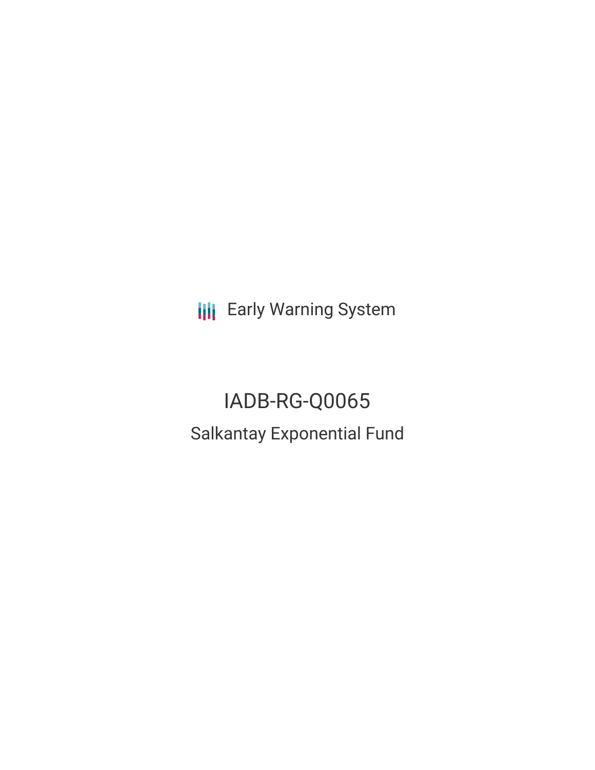Early Warning System

# IADB-RG-Q0065

## Salkantay Exponential Fund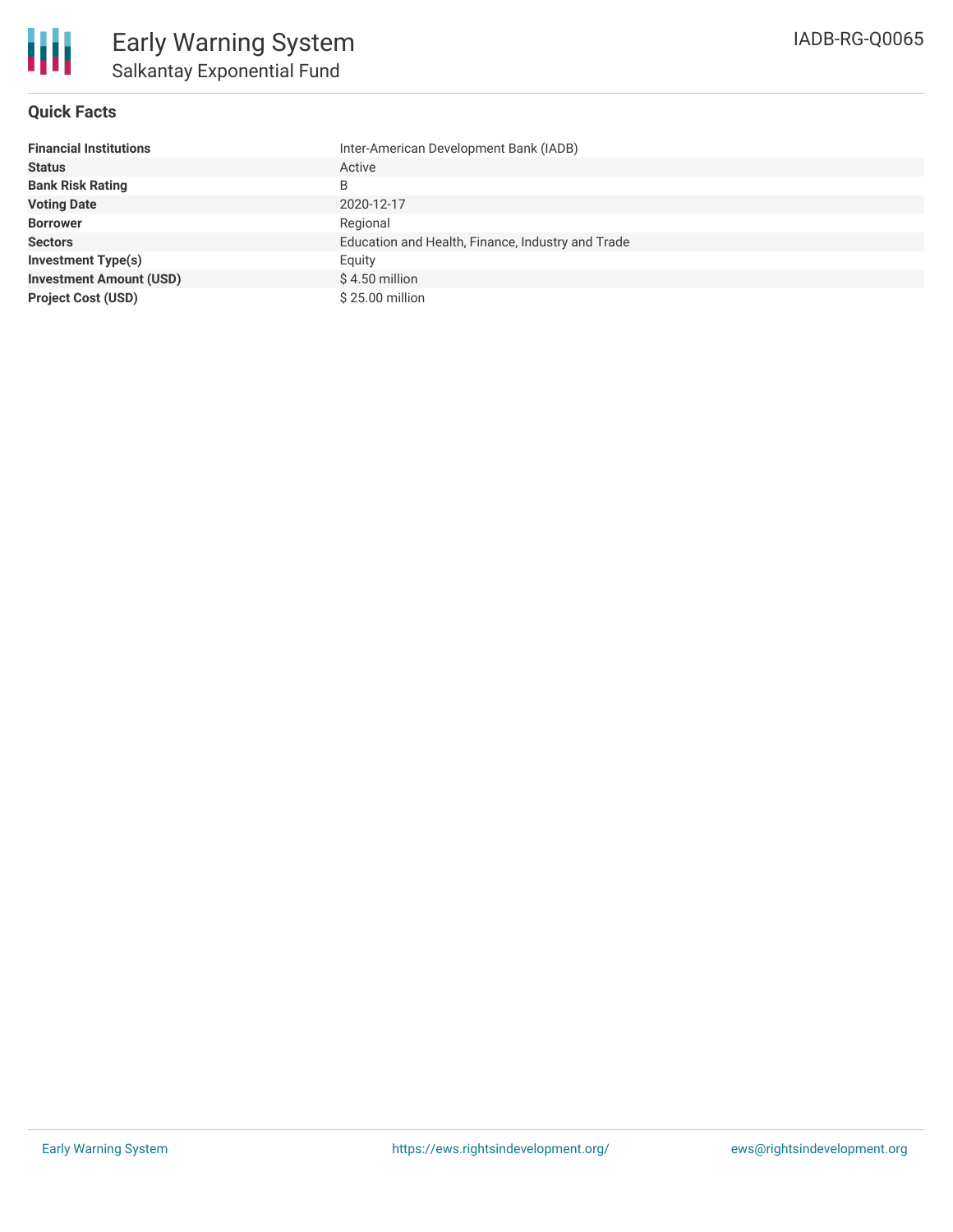## Quick Facts

| | |
|---|---|
| **Financial Institutions** | Inter-American Development Bank (IADB) |
| **Status** | Active |
| **Bank Risk Rating** | B |
| **Voting Date** | 2020-12-17 |
| **Borrower** | Regional |
| **Sectors** | Education and Health, Finance, Industry and Trade |
| **Investment Type(s)** | Equity |
| **Investment Amount (USD)** | $ 4.50 million |
| **Project Cost (USD)** | $ 25.00 million |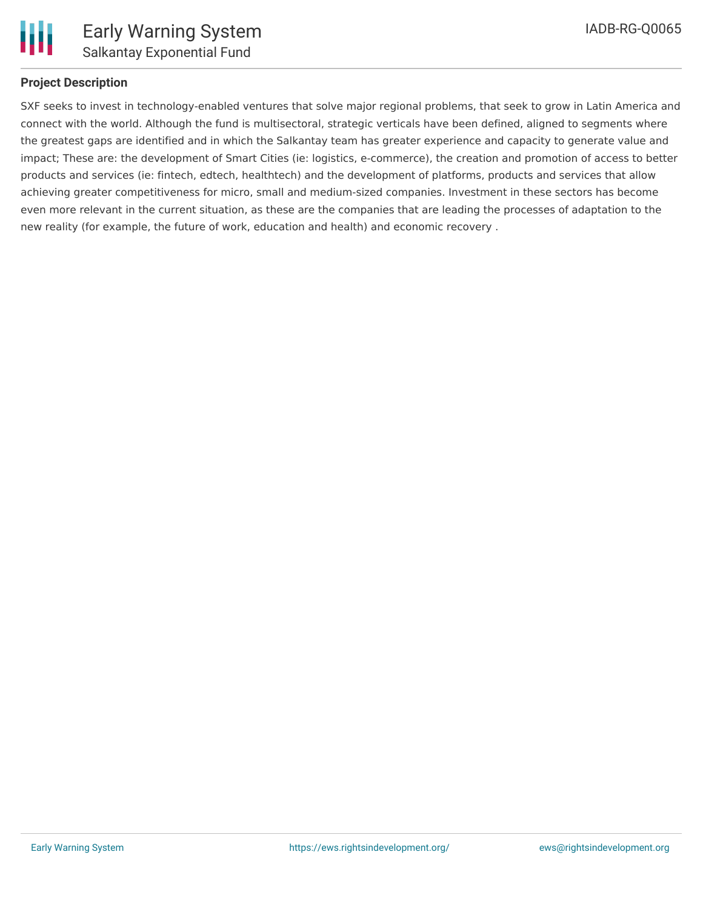## Project Description

SXF seeks to invest in technology-enabled ventures that solve major regional problems, that seek to grow in Latin America and connect with the world. Although the fund is multisectoral, strategic verticals have been defined, aligned to segments where the greatest gaps are identified and in which the Salkantay team has greater experience and capacity to generate value and impact; These are: the development of Smart Cities (ie: logistics, e-commerce), the creation and promotion of access to better products and services (ie: fintech, edtech, healthtech) and the development of platforms, products and services that allow achieving greater competitiveness for micro, small and medium-sized companies. Investment in these sectors has become even more relevant in the current situation, as these are the companies that are leading the processes of adaptation to the new reality (for example, the future of work, education and health) and economic recovery .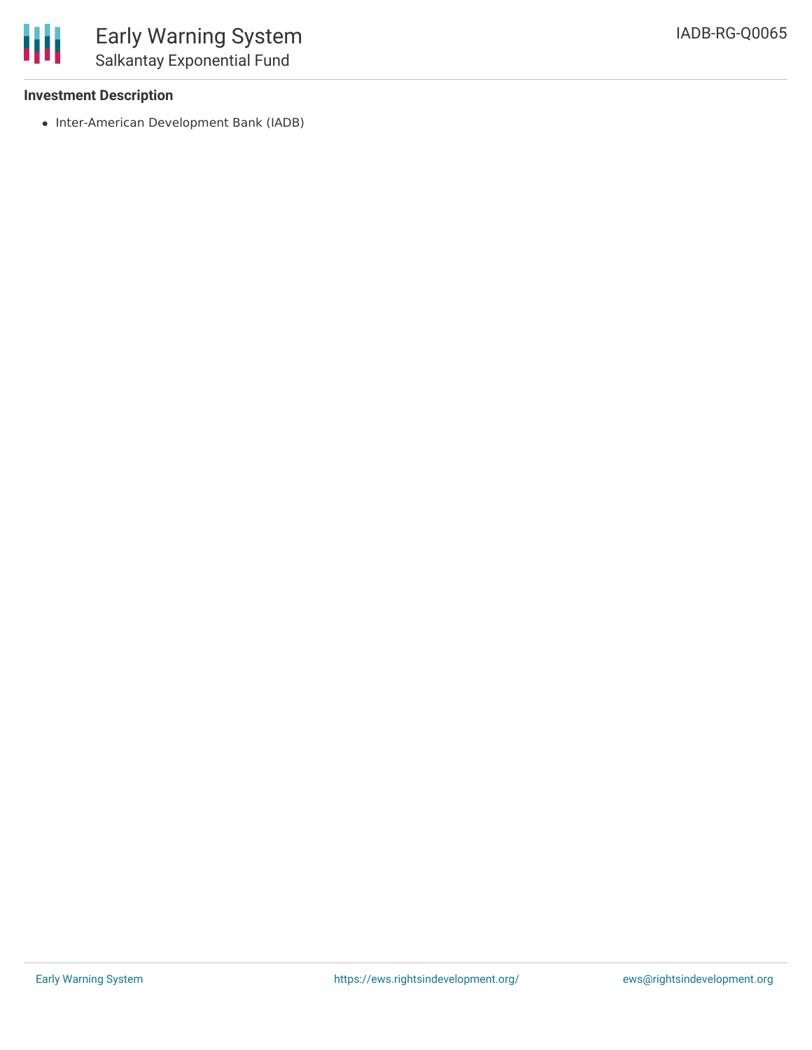**Investment Description**

- Inter-American Development Bank (IADB)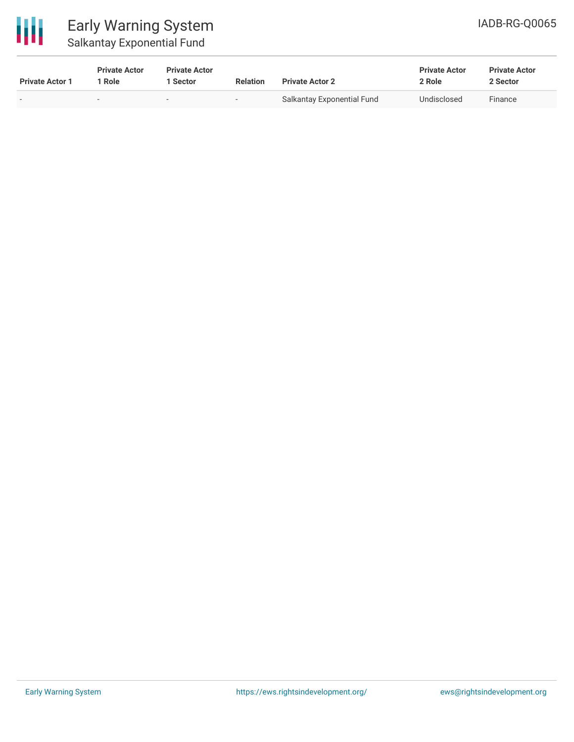| Private Actor 1 | Private Actor 1 Role | Private Actor 1 Sector | Relation | Private Actor 2 | Private Actor 2 Role | Private Actor 2 Sector |
| --- | --- | --- | --- | --- | --- | --- |
| - | - | - | - | Salkantay Exponential Fund | Undisclosed | Finance |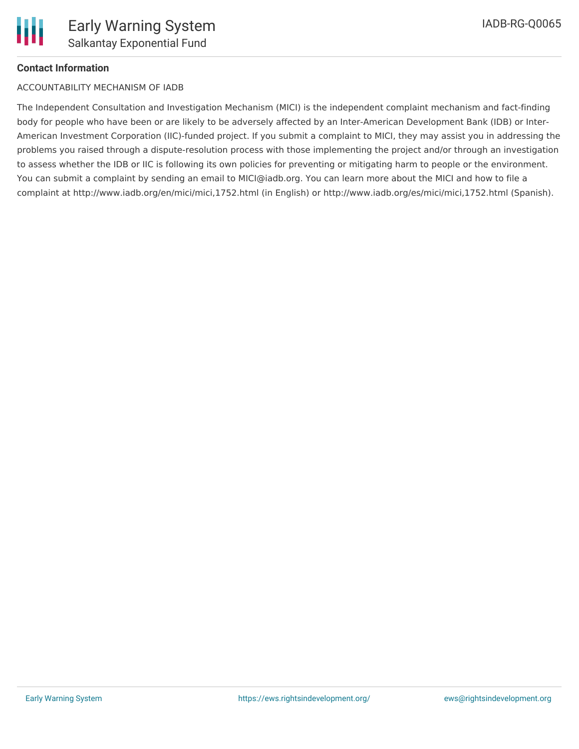## Contact Information

ACCOUNTABILITY MECHANISM OF IADB

The Independent Consultation and Investigation Mechanism (MICI) is the independent complaint mechanism and fact-finding body for people who have been or are likely to be adversely affected by an Inter-American Development Bank (IDB) or Inter-American Investment Corporation (IIC)-funded project. If you submit a complaint to MICI, they may assist you in addressing the problems you raised through a dispute-resolution process with those implementing the project and/or through an investigation to assess whether the IDB or IIC is following its own policies for preventing or mitigating harm to people or the environment. You can submit a complaint by sending an email to MICI@iadb.org. You can learn more about the MICI and how to file a complaint at http://www.iadb.org/en/mici/mici,1752.html (in English) or http://www.iadb.org/es/mici/mici,1752.html (Spanish).